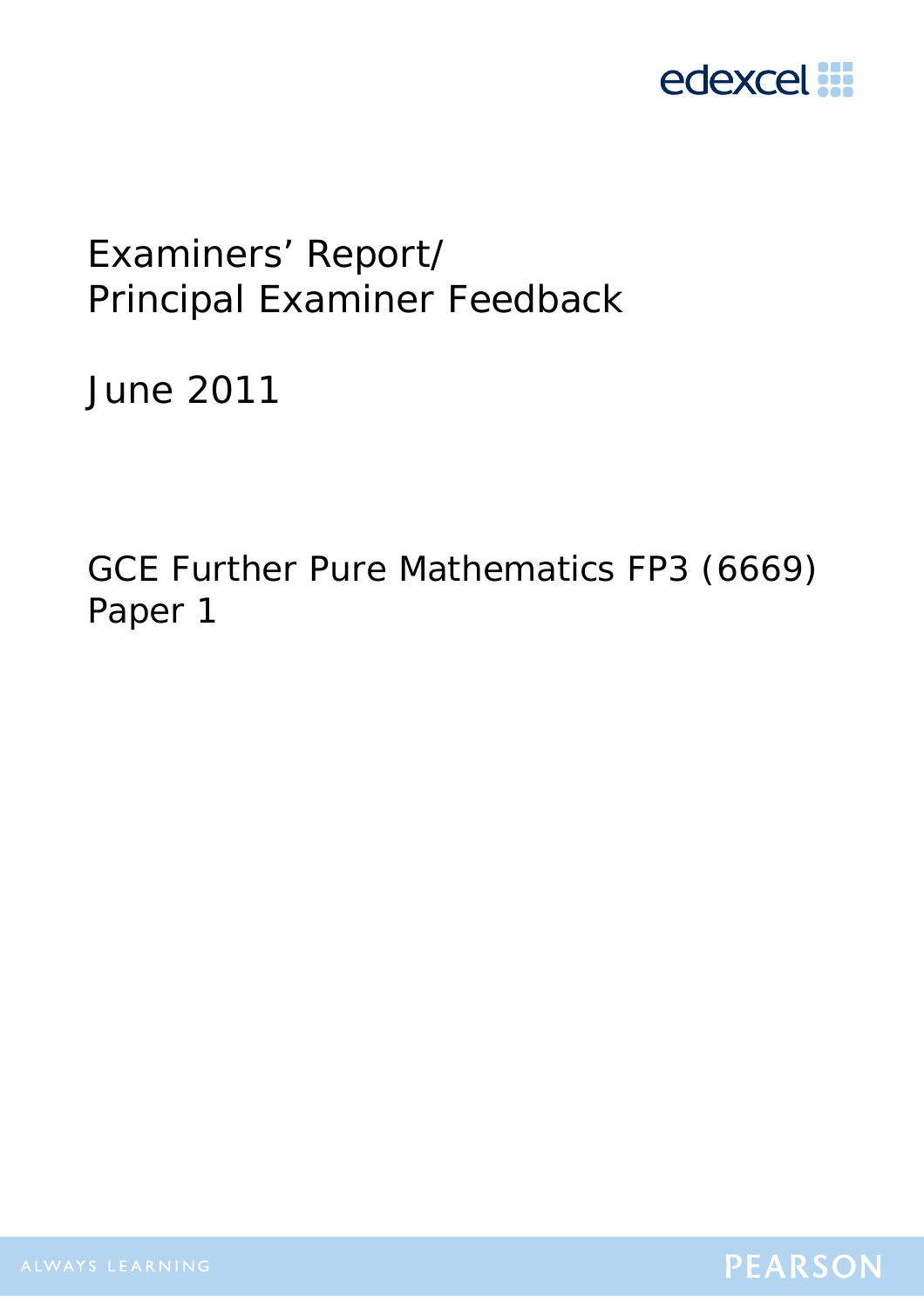edexcel

# Examiners' Report/ Principal Examiner Feedback

June 2011

GCE Further Pure Mathematics FP3 (6669) Paper 1

ALWAYS LEARNING

PEARSON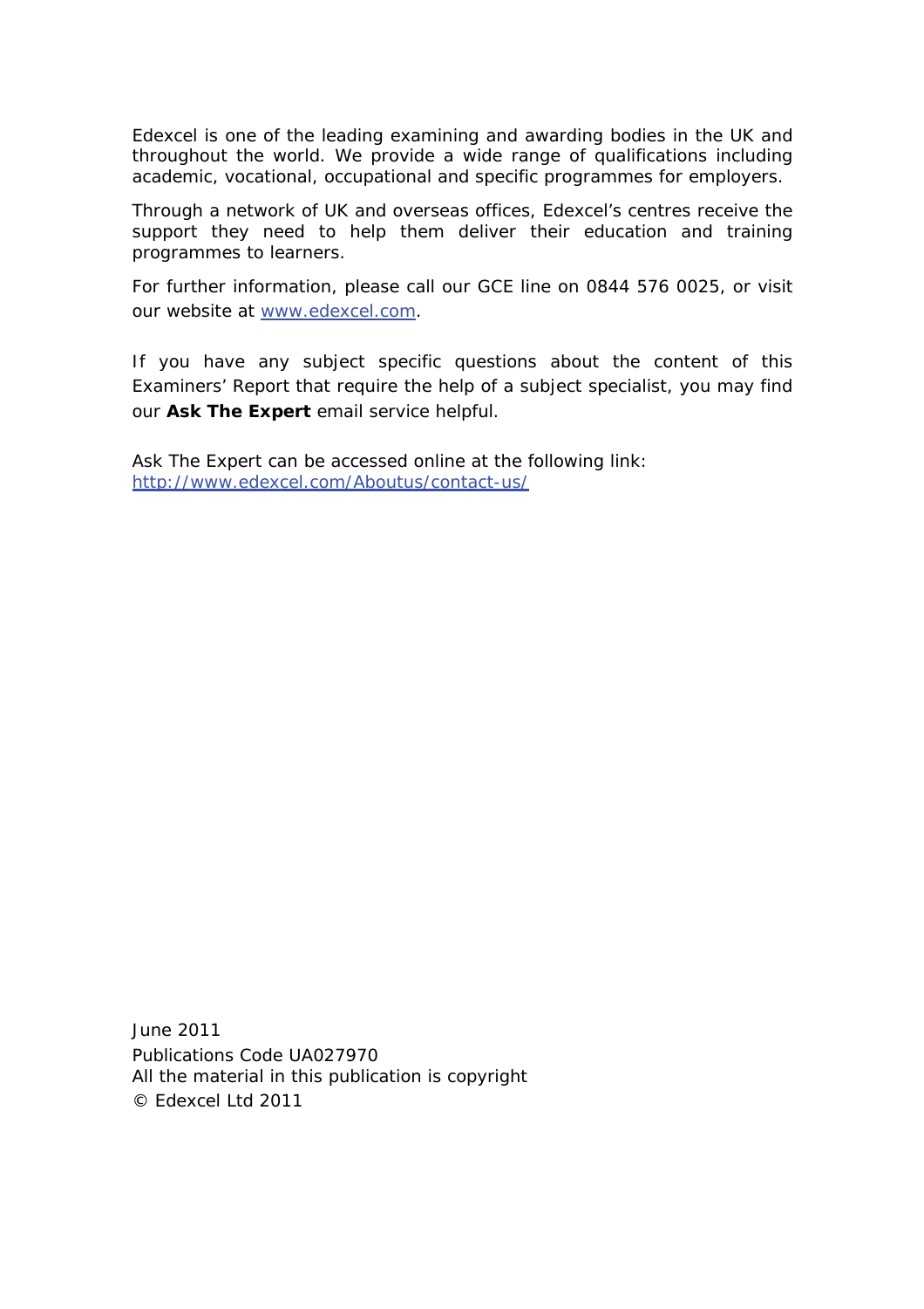Edexcel is one of the leading examining and awarding bodies in the UK and throughout the world. We provide a wide range of qualifications including academic, vocational, occupational and specific programmes for employers.

Through a network of UK and overseas offices, Edexcel's centres receive the support they need to help them deliver their education and training programmes to learners.

For further information, please call our GCE line on 0844 576 0025, or visit our website at [www.edexcel.com](http://www.edexcel.com).

If you have any subject specific questions about the content of this Examiners' Report that require the help of a subject specialist, you may find our **Ask The Expert** email service helpful.

Ask The Expert can be accessed online at the following link:
[http://www.edexcel.com/Aboutus/contact-us/](http://www.edexcel.com/Aboutus/contact-us/)

June 2011
Publications Code UA027970
All the material in this publication is copyright
© Edexcel Ltd 2011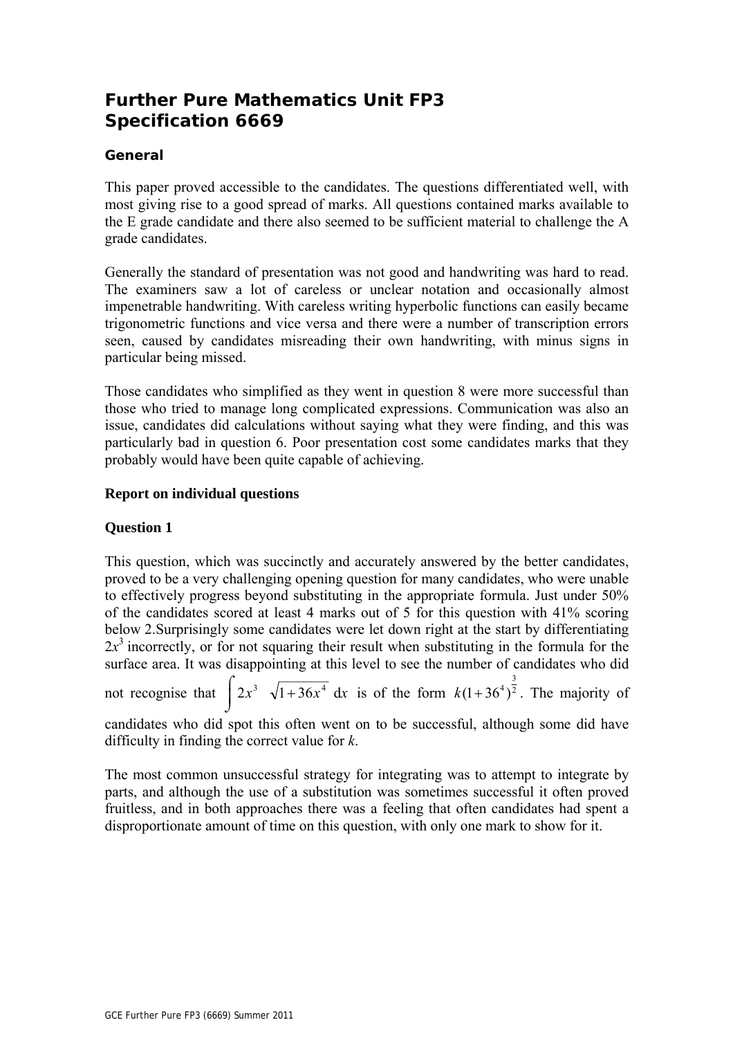# Further Pure Mathematics Unit FP3
# Specification 6669

### General

This paper proved accessible to the candidates. The questions differentiated well, with most giving rise to a good spread of marks. All questions contained marks available to the E grade candidate and there also seemed to be sufficient material to challenge the A grade candidates.

Generally the standard of presentation was not good and handwriting was hard to read. The examiners saw a lot of careless or unclear notation and occasionally almost impenetrable handwriting. With careless writing hyperbolic functions can easily became trigonometric functions and vice versa and there were a number of transcription errors seen, caused by candidates misreading their own handwriting, with minus signs in particular being missed.

Those candidates who simplified as they went in question 8 were more successful than those who tried to manage long complicated expressions. Communication was also an issue, candidates did calculations without saying what they were finding, and this was particularly bad in question 6. Poor presentation cost some candidates marks that they probably would have been quite capable of achieving.

### Report on individual questions

### Question 1

This question, which was succinctly and accurately answered by the better candidates, proved to be a very challenging opening question for many candidates, who were unable to effectively progress beyond substituting in the appropriate formula. Just under 50% of the candidates scored at least 4 marks out of 5 for this question with 41% scoring below 2.Surprisingly some candidates were let down right at the start by differentiating $2x^3$ incorrectly, or for not squaring their result when substituting in the formula for the surface area. It was disappointing at this level to see the number of candidates who did not recognise that $\int 2x^3 \sqrt{1+36x^4}\, dx$ is of the form $k(1+36^4)^{\frac{3}{2}}$. The majority of candidates who did spot this often went on to be successful, although some did have difficulty in finding the correct value for $k$.

The most common unsuccessful strategy for integrating was to attempt to integrate by parts, and although the use of a substitution was sometimes successful it often proved fruitless, and in both approaches there was a feeling that often candidates had spent a disproportionate amount of time on this question, with only one mark to show for it.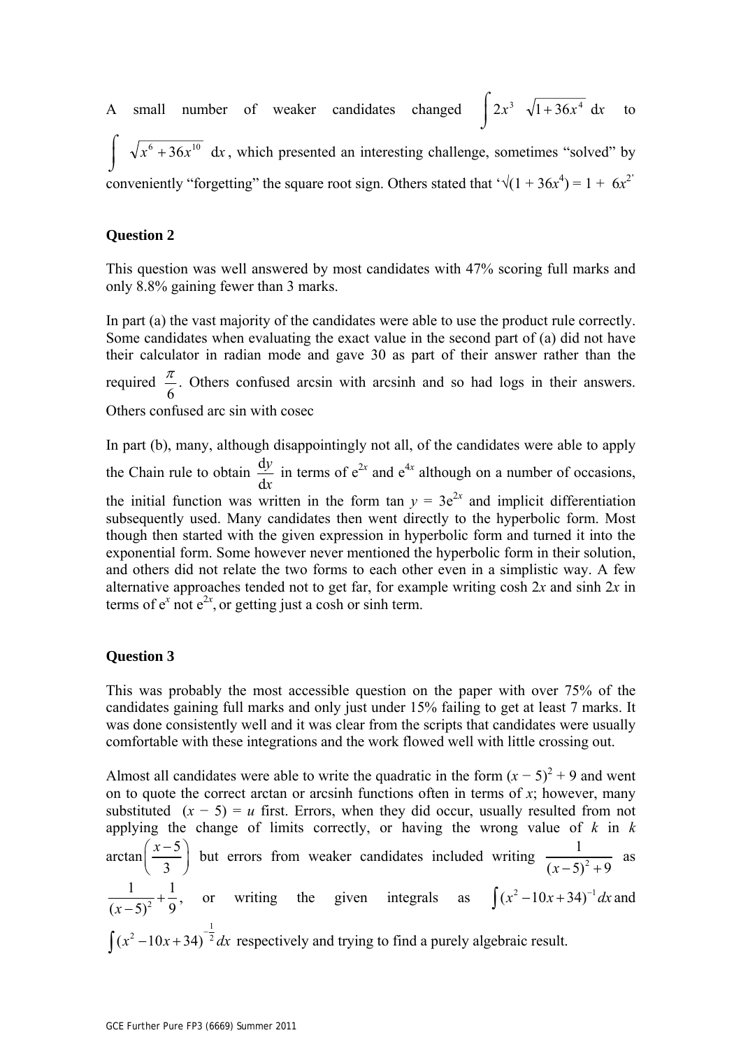A small number of weaker candidates changed $\int 2x^3 \sqrt{1+36x^4}\ \mathrm{d}x$ to $\int \sqrt{x^6+36x^{10}}\ \mathrm{d}x$, which presented an interesting challenge, sometimes "solved" by conveniently "forgetting" the square root sign. Others stated that '$\sqrt{(1 + 36x^4)} = 1 + 6x^2$'

## Question 2

This question was well answered by most candidates with 47% scoring full marks and only 8.8% gaining fewer than 3 marks.

In part (a) the vast majority of the candidates were able to use the product rule correctly. Some candidates when evaluating the exact value in the second part of (a) did not have their calculator in radian mode and gave 30 as part of their answer rather than the required $\frac{\pi}{6}$. Others confused arcsin with arcsinh and so had logs in their answers. Others confused arc sin with cosec

In part (b), many, although disappointingly not all, of the candidates were able to apply the Chain rule to obtain $\frac{\mathrm{d}y}{\mathrm{d}x}$ in terms of $e^{2x}$ and $e^{4x}$ although on a number of occasions, the initial function was written in the form $\tan y = 3e^{2x}$ and implicit differentiation subsequently used. Many candidates then went directly to the hyperbolic form. Most though then started with the given expression in hyperbolic form and turned it into the exponential form. Some however never mentioned the hyperbolic form in their solution, and others did not relate the two forms to each other even in a simplistic way. A few alternative approaches tended not to get far, for example writing $\cosh 2x$ and $\sinh 2x$ in terms of $e^x$ not $e^{2x}$, or getting just a cosh or sinh term.

## Question 3

This was probably the most accessible question on the paper with over 75% of the candidates gaining full marks and only just under 15% failing to get at least 7 marks. It was done consistently well and it was clear from the scripts that candidates were usually comfortable with these integrations and the work flowed well with little crossing out.

Almost all candidates were able to write the quadratic in the form $(x - 5)^2 + 9$ and went on to quote the correct arctan or arcsinh functions often in terms of $x$; however, many substituted $(x - 5) = u$ first. Errors, when they did occur, usually resulted from not applying the change of limits correctly, or having the wrong value of $k$ in $k \arctan\left(\frac{x-5}{3}\right)$ but errors from weaker candidates included writing $\frac{1}{(x-5)^2+9}$ as $\frac{1}{(x-5)^2}+\frac{1}{9}$, or writing the given integrals as $\int (x^2-10x+34)^{-1}dx$ and $\int (x^2-10x+34)^{-\frac{1}{2}}dx$ respectively and trying to find a purely algebraic result.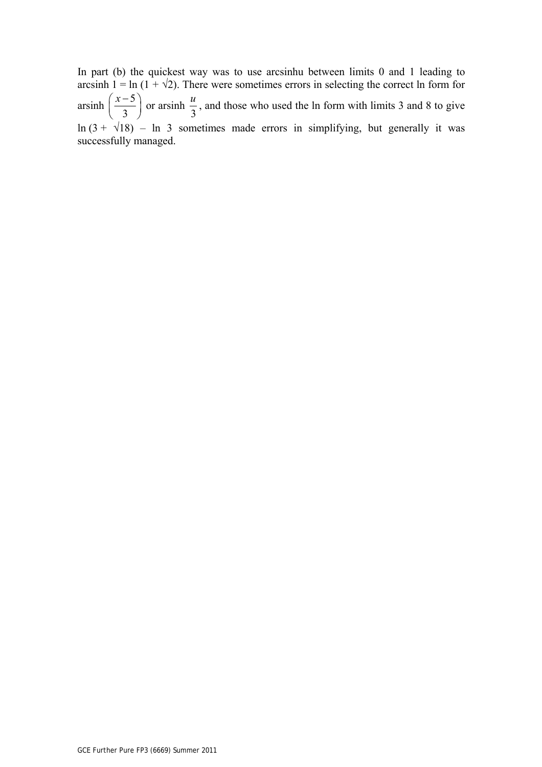In part (b) the quickest way was to use arcsinhu between limits 0 and 1 leading to arcsinh $1 = \ln(1 + \sqrt{2})$. There were sometimes errors in selecting the correct ln form for arsinh $\left(\frac{x-5}{3}\right)$ or arsinh $\frac{u}{3}$, and those who used the ln form with limits 3 and 8 to give $\ln(3 + \sqrt{18}) - \ln 3$ sometimes made errors in simplifying, but generally it was successfully managed.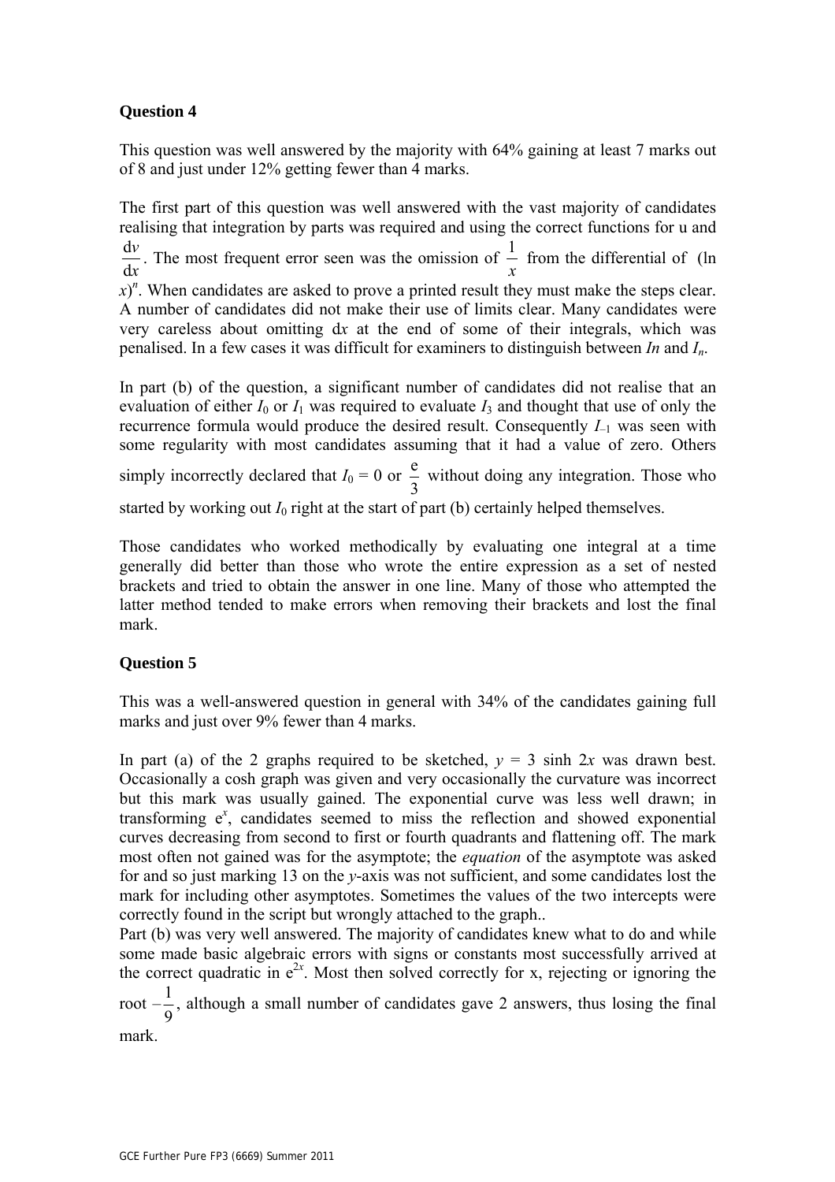**Question 4**

This question was well answered by the majority with 64% gaining at least 7 marks out of 8 and just under 12% getting fewer than 4 marks.

The first part of this question was well answered with the vast majority of candidates realising that integration by parts was required and using the correct functions for u and $\frac{\mathrm{d}v}{\mathrm{d}x}$. The most frequent error seen was the omission of $\frac{1}{x}$ from the differential of $(\ln x)^n$. When candidates are asked to prove a printed result they must make the steps clear. A number of candidates did not make their use of limits clear. Many candidates were very careless about omitting d*x* at the end of some of their integrals, which was penalised. In a few cases it was difficult for examiners to distinguish between $In$ and $I_n$.

In part (b) of the question, a significant number of candidates did not realise that an evaluation of either $I_0$ or $I_1$ was required to evaluate $I_3$ and thought that use of only the recurrence formula would produce the desired result. Consequently $I_{-1}$ was seen with some regularity with most candidates assuming that it had a value of zero. Others simply incorrectly declared that $I_0 = 0$ or $\frac{\mathrm{e}}{3}$ without doing any integration. Those who started by working out $I_0$ right at the start of part (b) certainly helped themselves.

Those candidates who worked methodically by evaluating one integral at a time generally did better than those who wrote the entire expression as a set of nested brackets and tried to obtain the answer in one line. Many of those who attempted the latter method tended to make errors when removing their brackets and lost the final mark.

**Question 5**

This was a well-answered question in general with 34% of the candidates gaining full marks and just over 9% fewer than 4 marks.

In part (a) of the 2 graphs required to be sketched, $y = 3 \sinh 2x$ was drawn best. Occasionally a cosh graph was given and very occasionally the curvature was incorrect but this mark was usually gained. The exponential curve was less well drawn; in transforming $\mathrm{e}^x$, candidates seemed to miss the reflection and showed exponential curves decreasing from second to first or fourth quadrants and flattening off. The mark most often not gained was for the asymptote; the *equation* of the asymptote was asked for and so just marking 13 on the *y*-axis was not sufficient, and some candidates lost the mark for including other asymptotes. Sometimes the values of the two intercepts were correctly found in the script but wrongly attached to the graph..

Part (b) was very well answered. The majority of candidates knew what to do and while some made basic algebraic errors with signs or constants most successfully arrived at the correct quadratic in $\mathrm{e}^{2x}$. Most then solved correctly for x, rejecting or ignoring the root $-\frac{1}{9}$, although a small number of candidates gave 2 answers, thus losing the final mark.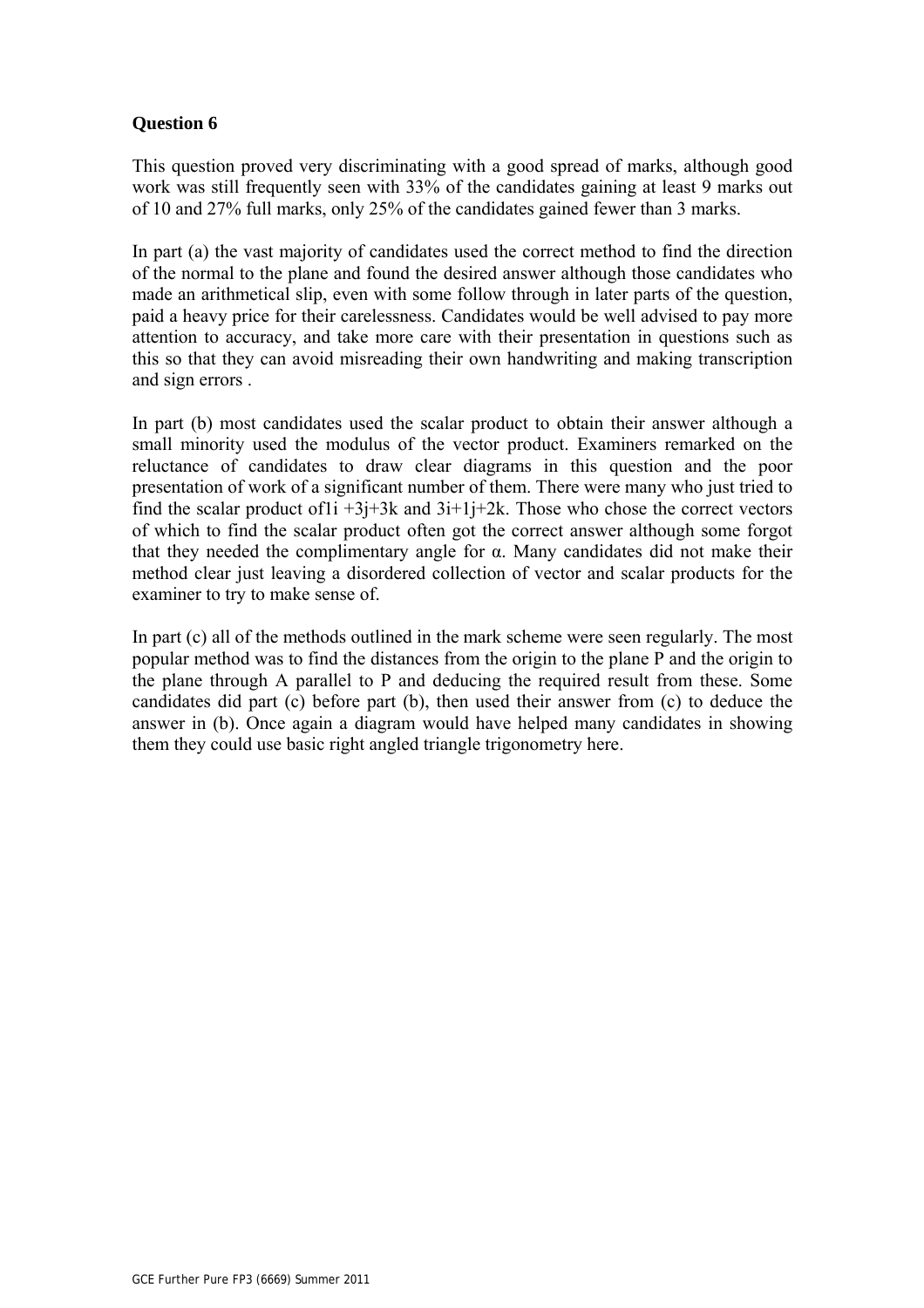**Question 6**

This question proved very discriminating with a good spread of marks, although good work was still frequently seen with 33% of the candidates gaining at least 9 marks out of 10 and 27% full marks, only 25% of the candidates gained fewer than 3 marks.

In part (a) the vast majority of candidates used the correct method to find the direction of the normal to the plane and found the desired answer although those candidates who made an arithmetical slip, even with some follow through in later parts of the question, paid a heavy price for their carelessness. Candidates would be well advised to pay more attention to accuracy, and take more care with their presentation in questions such as this so that they can avoid misreading their own handwriting and making transcription and sign errors .

In part (b) most candidates used the scalar product to obtain their answer although a small minority used the modulus of the vector product. Examiners remarked on the reluctance of candidates to draw clear diagrams in this question and the poor presentation of work of a significant number of them. There were many who just tried to find the scalar product of1i +3j+3k and 3i+1j+2k. Those who chose the correct vectors of which to find the scalar product often got the correct answer although some forgot that they needed the complimentary angle for $\alpha$. Many candidates did not make their method clear just leaving a disordered collection of vector and scalar products for the examiner to try to make sense of.

In part (c) all of the methods outlined in the mark scheme were seen regularly. The most popular method was to find the distances from the origin to the plane P and the origin to the plane through A parallel to P and deducing the required result from these. Some candidates did part (c) before part (b), then used their answer from (c) to deduce the answer in (b). Once again a diagram would have helped many candidates in showing them they could use basic right angled triangle trigonometry here.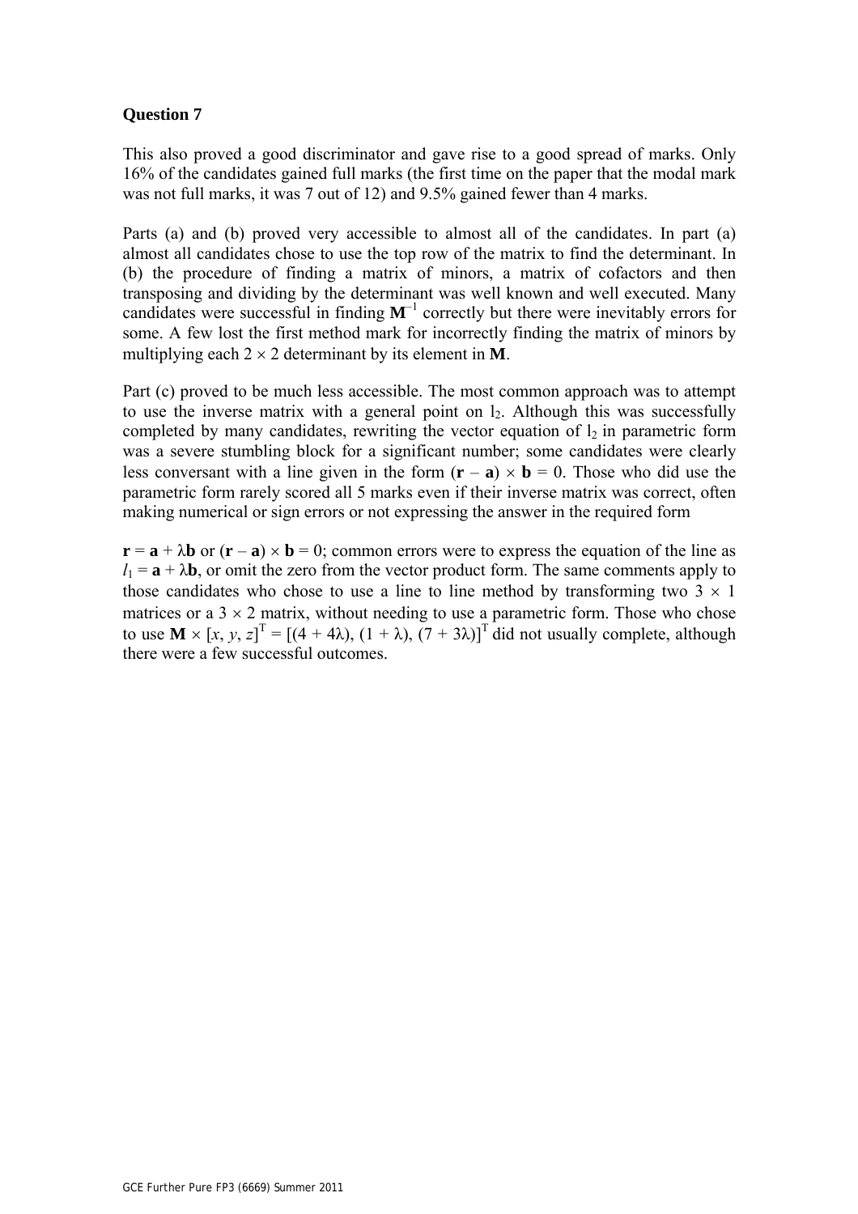## Question 7

This also proved a good discriminator and gave rise to a good spread of marks. Only 16% of the candidates gained full marks (the first time on the paper that the modal mark was not full marks, it was 7 out of 12) and 9.5% gained fewer than 4 marks.

Parts (a) and (b) proved very accessible to almost all of the candidates. In part (a) almost all candidates chose to use the top row of the matrix to find the determinant. In (b) the procedure of finding a matrix of minors, a matrix of cofactors and then transposing and dividing by the determinant was well known and well executed. Many candidates were successful in finding $\mathbf{M}^{-1}$ correctly but there were inevitably errors for some. A few lost the first method mark for incorrectly finding the matrix of minors by multiplying each $2 \times 2$ determinant by its element in $\mathbf{M}$.

Part (c) proved to be much less accessible. The most common approach was to attempt to use the inverse matrix with a general point on $l_2$. Although this was successfully completed by many candidates, rewriting the vector equation of $l_2$ in parametric form was a severe stumbling block for a significant number; some candidates were clearly less conversant with a line given in the form $(\mathbf{r} - \mathbf{a}) \times \mathbf{b} = 0$. Those who did use the parametric form rarely scored all 5 marks even if their inverse matrix was correct, often making numerical or sign errors or not expressing the answer in the required form

$\mathbf{r} = \mathbf{a} + \lambda\mathbf{b}$ or $(\mathbf{r} - \mathbf{a}) \times \mathbf{b} = 0$; common errors were to express the equation of the line as $l_1 = \mathbf{a} + \lambda\mathbf{b}$, or omit the zero from the vector product form. The same comments apply to those candidates who chose to use a line to line method by transforming two $3 \times 1$ matrices or a $3 \times 2$ matrix, without needing to use a parametric form. Those who chose to use $\mathbf{M} \times [x, y, z]^{\mathrm{T}} = [(4 + 4\lambda), (1 + \lambda), (7 + 3\lambda)]^{\mathrm{T}}$ did not usually complete, although there were a few successful outcomes.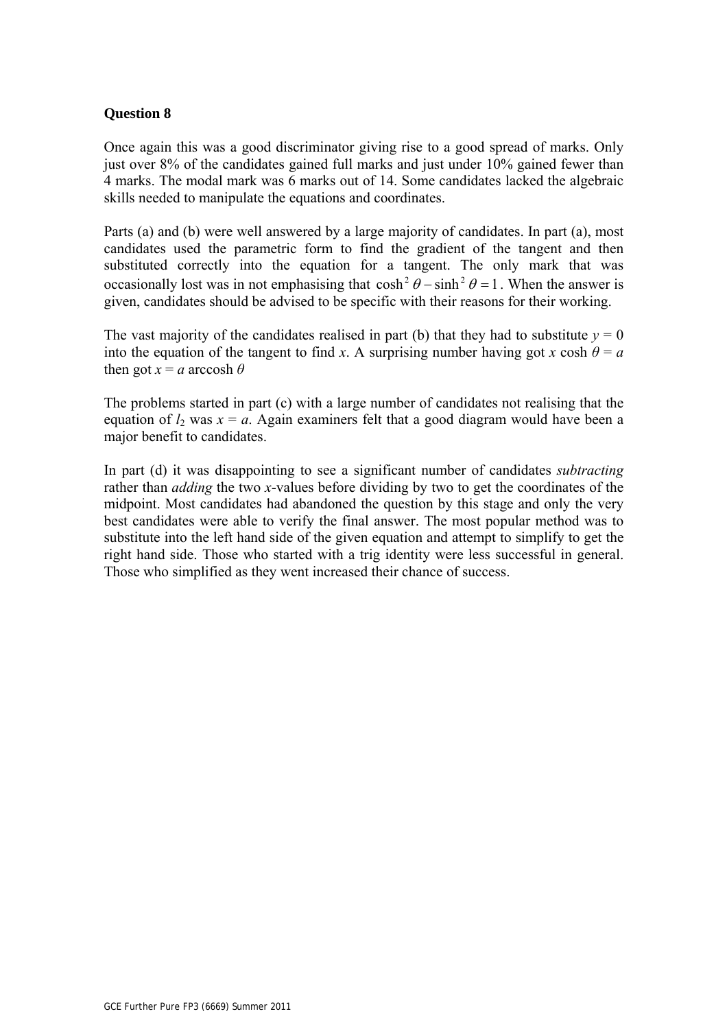**Question 8**

Once again this was a good discriminator giving rise to a good spread of marks. Only just over 8% of the candidates gained full marks and just under 10% gained fewer than 4 marks. The modal mark was 6 marks out of 14. Some candidates lacked the algebraic skills needed to manipulate the equations and coordinates.

Parts (a) and (b) were well answered by a large majority of candidates. In part (a), most candidates used the parametric form to find the gradient of the tangent and then substituted correctly into the equation for a tangent. The only mark that was occasionally lost was in not emphasising that $\cosh^2\theta - \sinh^2\theta = 1$. When the answer is given, candidates should be advised to be specific with their reasons for their working.

The vast majority of the candidates realised in part (b) that they had to substitute $y = 0$ into the equation of the tangent to find $x$. A surprising number having got $x \cosh\theta = a$ then got $x = a \operatorname{arccosh}\theta$

The problems started in part (c) with a large number of candidates not realising that the equation of $l_2$ was $x = a$. Again examiners felt that a good diagram would have been a major benefit to candidates.

In part (d) it was disappointing to see a significant number of candidates *subtracting* rather than *adding* the two $x$-values before dividing by two to get the coordinates of the midpoint. Most candidates had abandoned the question by this stage and only the very best candidates were able to verify the final answer. The most popular method was to substitute into the left hand side of the given equation and attempt to simplify to get the right hand side. Those who started with a trig identity were less successful in general. Those who simplified as they went increased their chance of success.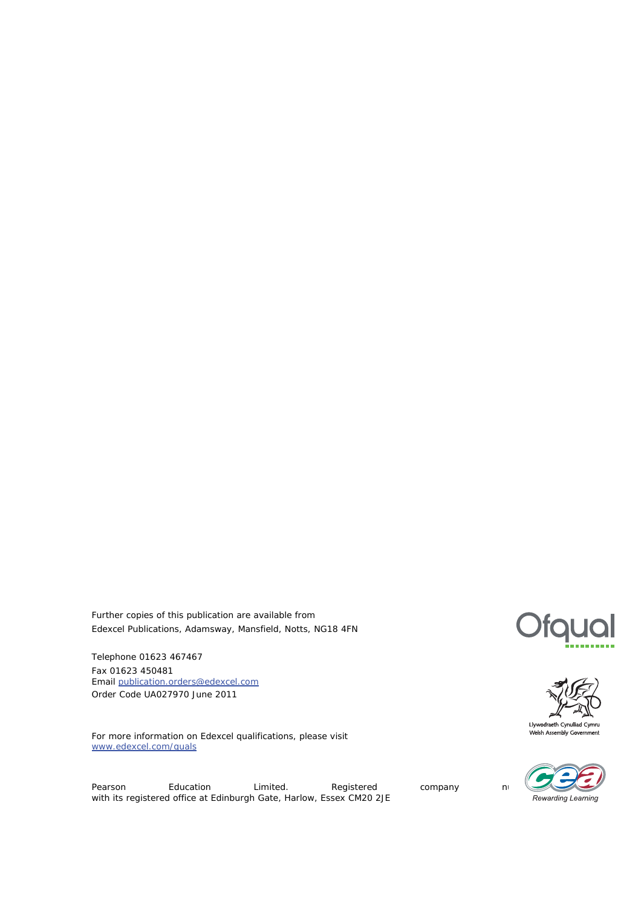Further copies of this publication are available from
Edexcel Publications, Adamsway, Mansfield, Notts, NG18 4FN

Telephone 01623 467467
Fax 01623 450481
Email publication.orders@edexcel.com
Order Code UA027970 June 2011

For more information on Edexcel qualifications, please visit
www.edexcel.com/quals

Pearson Education Limited. Registered company n
with its registered office at Edinburgh Gate, Harlow, Essex CM20 2JE

Ofqual

Llywodraeth Cynulliad Cymru
Welsh Assembly Government

Rewarding Learning